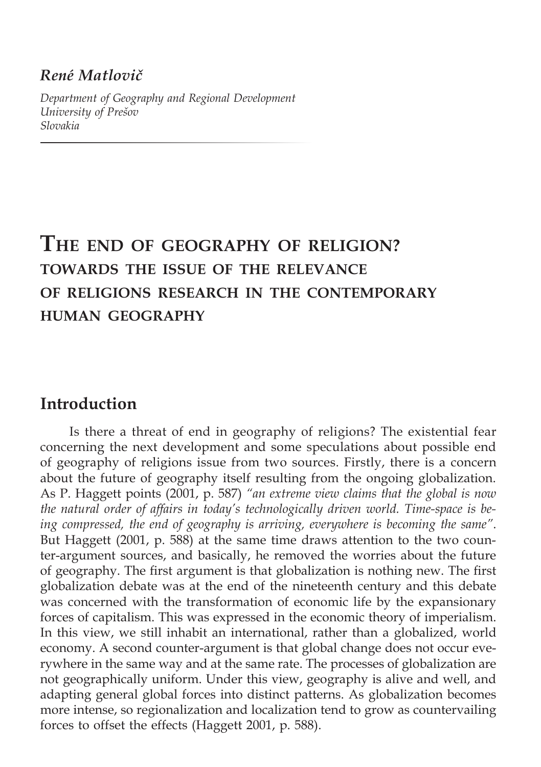*René Matlovič*

*Department of Geography and Regional Development*
*University of Prešov*
*Slovakia*

# The end of geography of religion? towards the issue of the relevance of religions research in the contemporary human geography

## Introduction

Is there a threat of end in geography of religions? The existential fear concerning the next development and some speculations about possible end of geography of religions issue from two sources. Firstly, there is a concern about the future of geography itself resulting from the ongoing globalization. As P. Haggett points (2001, p. 587) *"an extreme view claims that the global is now the natural order of affairs in today's technologically driven world. Time-space is being compressed, the end of geography is arriving, everywhere is becoming the same"*. But Haggett (2001, p. 588) at the same time draws attention to the two counter-argument sources, and basically, he removed the worries about the future of geography. The first argument is that globalization is nothing new. The first globalization debate was at the end of the nineteenth century and this debate was concerned with the transformation of economic life by the expansionary forces of capitalism. This was expressed in the economic theory of imperialism. In this view, we still inhabit an international, rather than a globalized, world economy. A second counter-argument is that global change does not occur everywhere in the same way and at the same rate. The processes of globalization are not geographically uniform. Under this view, geography is alive and well, and adapting general global forces into distinct patterns. As globalization becomes more intense, so regionalization and localization tend to grow as countervailing forces to offset the effects (Haggett 2001, p. 588).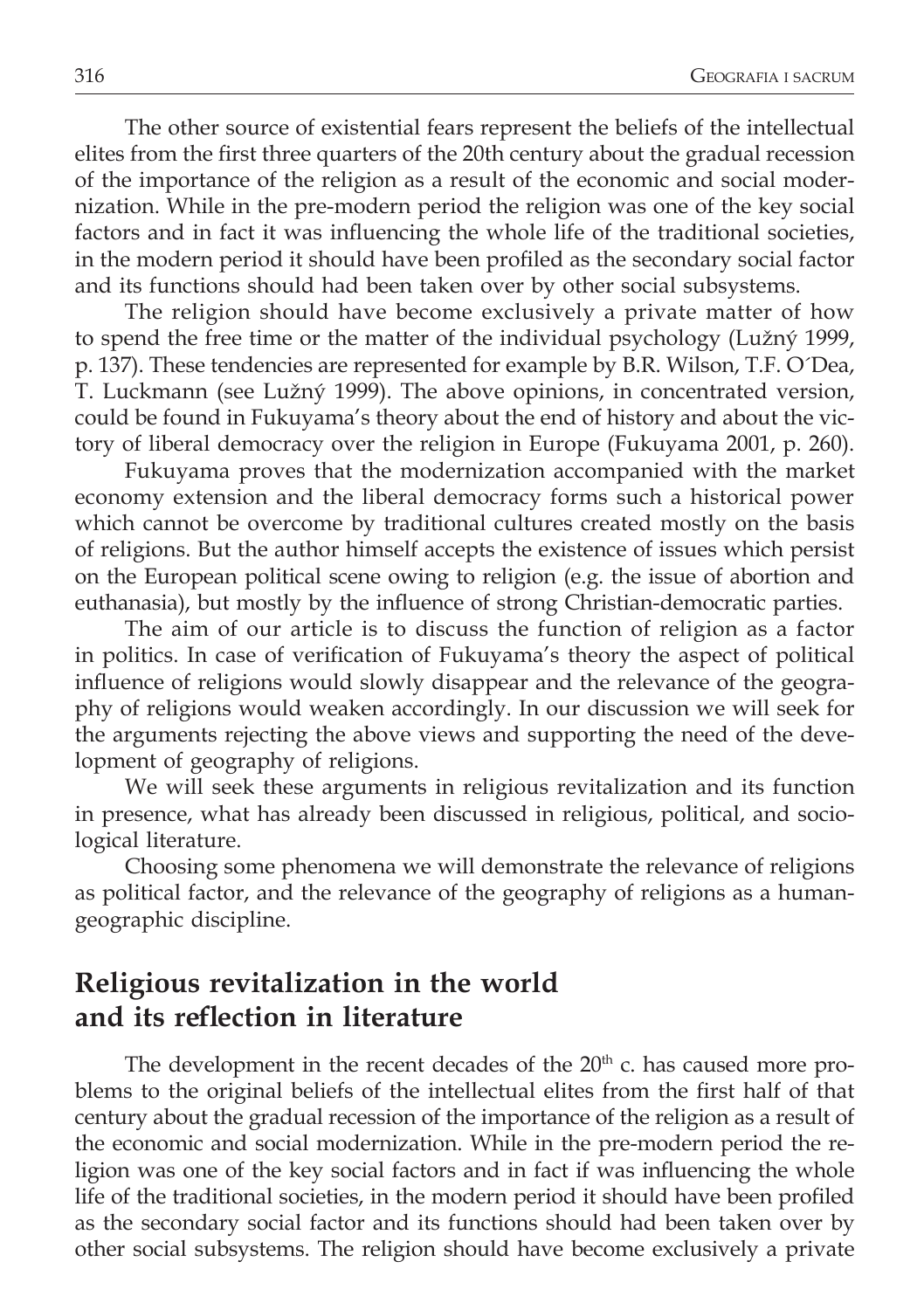The other source of existential fears represent the beliefs of the intellectual elites from the first three quarters of the 20th century about the gradual recession of the importance of the religion as a result of the economic and social modernization. While in the pre-modern period the religion was one of the key social factors and in fact it was influencing the whole life of the traditional societies, in the modern period it should have been profiled as the secondary social factor and its functions should had been taken over by other social subsystems.

The religion should have become exclusively a private matter of how to spend the free time or the matter of the individual psychology (Lužný 1999, p. 137). These tendencies are represented for example by B.R. Wilson, T.F. O´Dea, T. Luckmann (see Lužný 1999). The above opinions, in concentrated version, could be found in Fukuyama's theory about the end of history and about the victory of liberal democracy over the religion in Europe (Fukuyama 2001, p. 260).

Fukuyama proves that the modernization accompanied with the market economy extension and the liberal democracy forms such a historical power which cannot be overcome by traditional cultures created mostly on the basis of religions. But the author himself accepts the existence of issues which persist on the European political scene owing to religion (e.g. the issue of abortion and euthanasia), but mostly by the influence of strong Christian-democratic parties.

The aim of our article is to discuss the function of religion as a factor in politics. In case of verification of Fukuyama's theory the aspect of political influence of religions would slowly disappear and the relevance of the geography of religions would weaken accordingly. In our discussion we will seek for the arguments rejecting the above views and supporting the need of the development of geography of religions.

We will seek these arguments in religious revitalization and its function in presence, what has already been discussed in religious, political, and sociological literature.

Choosing some phenomena we will demonstrate the relevance of religions as political factor, and the relevance of the geography of religions as a human-geographic discipline.

## Religious revitalization in the world and its reflection in literature

The development in the recent decades of the 20$^{th}$ c. has caused more problems to the original beliefs of the intellectual elites from the first half of that century about the gradual recession of the importance of the religion as a result of the economic and social modernization. While in the pre-modern period the religion was one of the key social factors and in fact if was influencing the whole life of the traditional societies, in the modern period it should have been profiled as the secondary social factor and its functions should had been taken over by other social subsystems. The religion should have become exclusively a private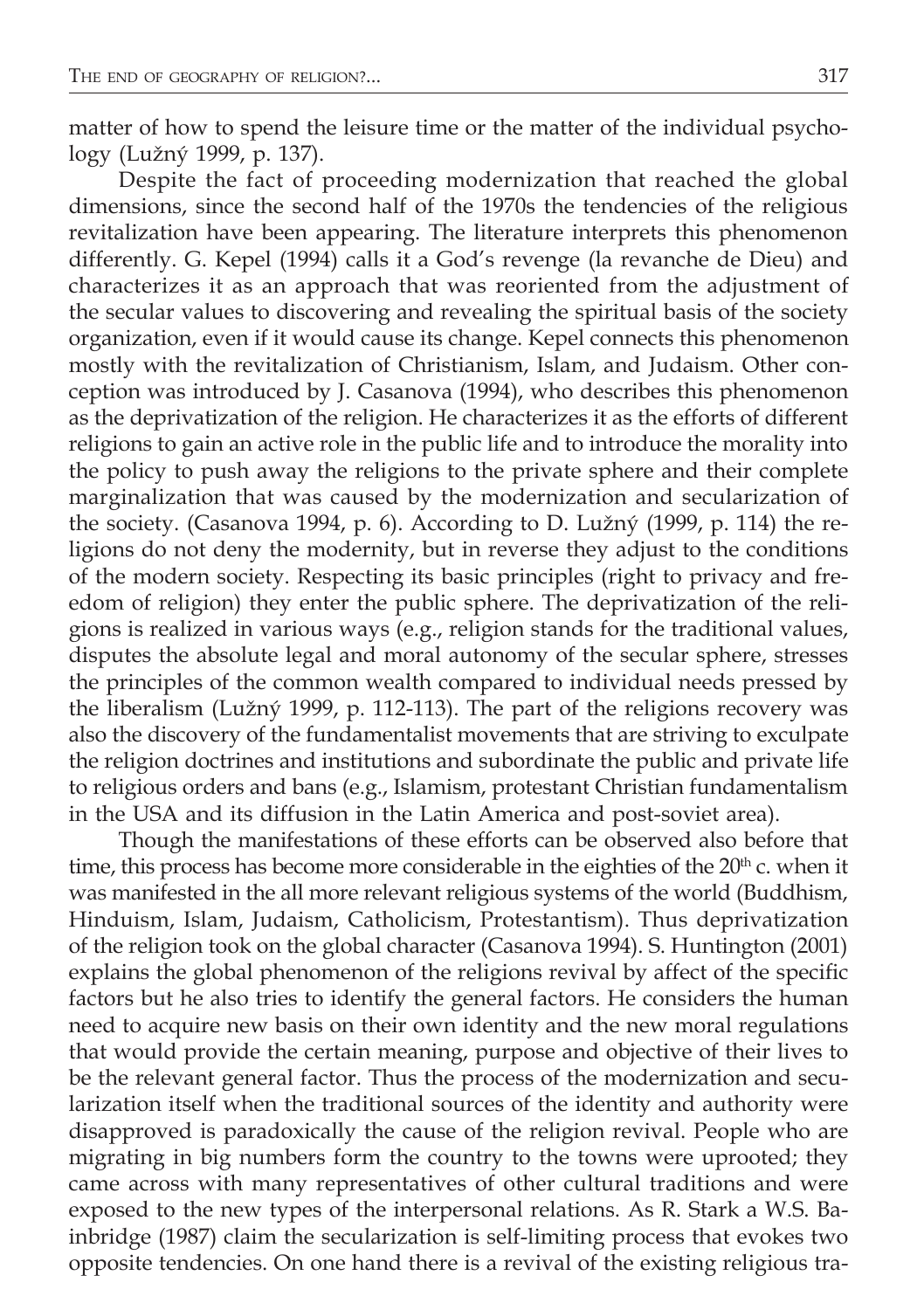matter of how to spend the leisure time or the matter of the individual psychology (Lužný 1999, p. 137).

Despite the fact of proceeding modernization that reached the global dimensions, since the second half of the 1970s the tendencies of the religious revitalization have been appearing. The literature interprets this phenomenon differently. G. Kepel (1994) calls it a God's revenge (la revanche de Dieu) and characterizes it as an approach that was reoriented from the adjustment of the secular values to discovering and revealing the spiritual basis of the society organization, even if it would cause its change. Kepel connects this phenomenon mostly with the revitalization of Christianism, Islam, and Judaism. Other conception was introduced by J. Casanova (1994), who describes this phenomenon as the deprivatization of the religion. He characterizes it as the efforts of different religions to gain an active role in the public life and to introduce the morality into the policy to push away the religions to the private sphere and their complete marginalization that was caused by the modernization and secularization of the society. (Casanova 1994, p. 6). According to D. Lužný (1999, p. 114) the religions do not deny the modernity, but in reverse they adjust to the conditions of the modern society. Respecting its basic principles (right to privacy and freedom of religion) they enter the public sphere. The deprivatization of the religions is realized in various ways (e.g., religion stands for the traditional values, disputes the absolute legal and moral autonomy of the secular sphere, stresses the principles of the common wealth compared to individual needs pressed by the liberalism (Lužný 1999, p. 112-113). The part of the religions recovery was also the discovery of the fundamentalist movements that are striving to exculpate the religion doctrines and institutions and subordinate the public and private life to religious orders and bans (e.g., Islamism, protestant Christian fundamentalism in the USA and its diffusion in the Latin America and post-soviet area).

Though the manifestations of these efforts can be observed also before that time, this process has become more considerable in the eighties of the 20th c. when it was manifested in the all more relevant religious systems of the world (Buddhism, Hinduism, Islam, Judaism, Catholicism, Protestantism). Thus deprivatization of the religion took on the global character (Casanova 1994). S. Huntington (2001) explains the global phenomenon of the religions revival by affect of the specific factors but he also tries to identify the general factors. He considers the human need to acquire new basis on their own identity and the new moral regulations that would provide the certain meaning, purpose and objective of their lives to be the relevant general factor. Thus the process of the modernization and secularization itself when the traditional sources of the identity and authority were disapproved is paradoxically the cause of the religion revival. People who are migrating in big numbers form the country to the towns were uprooted; they came across with many representatives of other cultural traditions and were exposed to the new types of the interpersonal relations. As R. Stark a W.S. Bainbridge (1987) claim the secularization is self-limiting process that evokes two opposite tendencies. On one hand there is a revival of the existing religious tra-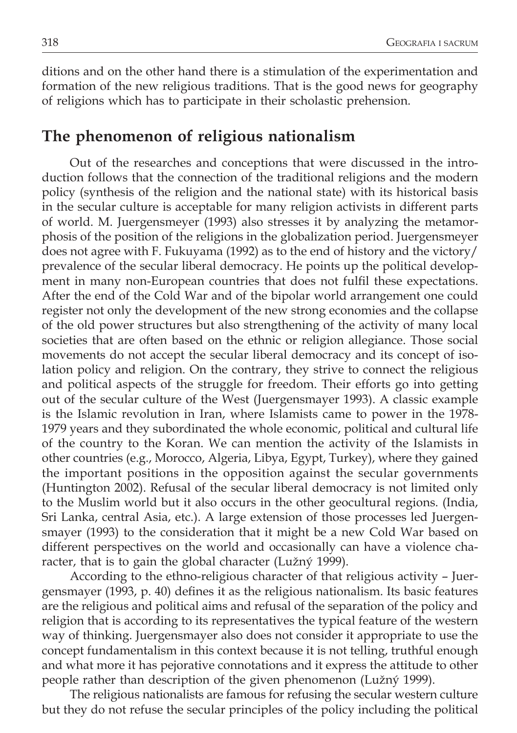ditions and on the other hand there is a stimulation of the experimentation and formation of the new religious traditions. That is the good news for geography of religions which has to participate in their scholastic prehension.

## The phenomenon of religious nationalism

Out of the researches and conceptions that were discussed in the introduction follows that the connection of the traditional religions and the modern policy (synthesis of the religion and the national state) with its historical basis in the secular culture is acceptable for many religion activists in different parts of world. M. Juergensmeyer (1993) also stresses it by analyzing the metamorphosis of the position of the religions in the globalization period. Juergensmeyer does not agree with F. Fukuyama (1992) as to the end of history and the victory/prevalence of the secular liberal democracy. He points up the political development in many non-European countries that does not fulfil these expectations. After the end of the Cold War and of the bipolar world arrangement one could register not only the development of the new strong economies and the collapse of the old power structures but also strengthening of the activity of many local societies that are often based on the ethnic or religion allegiance. Those social movements do not accept the secular liberal democracy and its concept of isolation policy and religion. On the contrary, they strive to connect the religious and political aspects of the struggle for freedom. Their efforts go into getting out of the secular culture of the West (Juergensmayer 1993). A classic example is the Islamic revolution in Iran, where Islamists came to power in the 1978-1979 years and they subordinated the whole economic, political and cultural life of the country to the Koran. We can mention the activity of the Islamists in other countries (e.g., Morocco, Algeria, Libya, Egypt, Turkey), where they gained the important positions in the opposition against the secular governments (Huntington 2002). Refusal of the secular liberal democracy is not limited only to the Muslim world but it also occurs in the other geocultural regions. (India, Sri Lanka, central Asia, etc.). A large extension of those processes led Juergensmayer (1993) to the consideration that it might be a new Cold War based on different perspectives on the world and occasionally can have a violence character, that is to gain the global character (Lužný 1999).

According to the ethno-religious character of that religious activity – Juergensmayer (1993, p. 40) defines it as the religious nationalism. Its basic features are the religious and political aims and refusal of the separation of the policy and religion that is according to its representatives the typical feature of the western way of thinking. Juergensmayer also does not consider it appropriate to use the concept fundamentalism in this context because it is not telling, truthful enough and what more it has pejorative connotations and it express the attitude to other people rather than description of the given phenomenon (Lužný 1999).

The religious nationalists are famous for refusing the secular western culture but they do not refuse the secular principles of the policy including the political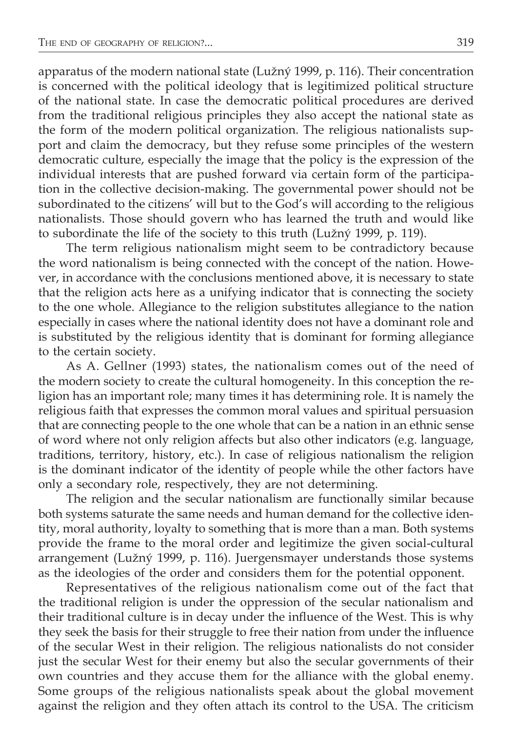apparatus of the modern national state (Lužný 1999, p. 116). Their concentration is concerned with the political ideology that is legitimized political structure of the national state. In case the democratic political procedures are derived from the traditional religious principles they also accept the national state as the form of the modern political organization. The religious nationalists support and claim the democracy, but they refuse some principles of the western democratic culture, especially the image that the policy is the expression of the individual interests that are pushed forward via certain form of the participation in the collective decision-making. The governmental power should not be subordinated to the citizens' will but to the God's will according to the religious nationalists. Those should govern who has learned the truth and would like to subordinate the life of the society to this truth (Lužný 1999, p. 119).

The term religious nationalism might seem to be contradictory because the word nationalism is being connected with the concept of the nation. However, in accordance with the conclusions mentioned above, it is necessary to state that the religion acts here as a unifying indicator that is connecting the society to the one whole. Allegiance to the religion substitutes allegiance to the nation especially in cases where the national identity does not have a dominant role and is substituted by the religious identity that is dominant for forming allegiance to the certain society.

As A. Gellner (1993) states, the nationalism comes out of the need of the modern society to create the cultural homogeneity. In this conception the religion has an important role; many times it has determining role. It is namely the religious faith that expresses the common moral values and spiritual persuasion that are connecting people to the one whole that can be a nation in an ethnic sense of word where not only religion affects but also other indicators (e.g. language, traditions, territory, history, etc.). In case of religious nationalism the religion is the dominant indicator of the identity of people while the other factors have only a secondary role, respectively, they are not determining.

The religion and the secular nationalism are functionally similar because both systems saturate the same needs and human demand for the collective identity, moral authority, loyalty to something that is more than a man. Both systems provide the frame to the moral order and legitimize the given social-cultural arrangement (Lužný 1999, p. 116). Juergensmayer understands those systems as the ideologies of the order and considers them for the potential opponent.

Representatives of the religious nationalism come out of the fact that the traditional religion is under the oppression of the secular nationalism and their traditional culture is in decay under the influence of the West. This is why they seek the basis for their struggle to free their nation from under the influence of the secular West in their religion. The religious nationalists do not consider just the secular West for their enemy but also the secular governments of their own countries and they accuse them for the alliance with the global enemy. Some groups of the religious nationalists speak about the global movement against the religion and they often attach its control to the USA. The criticism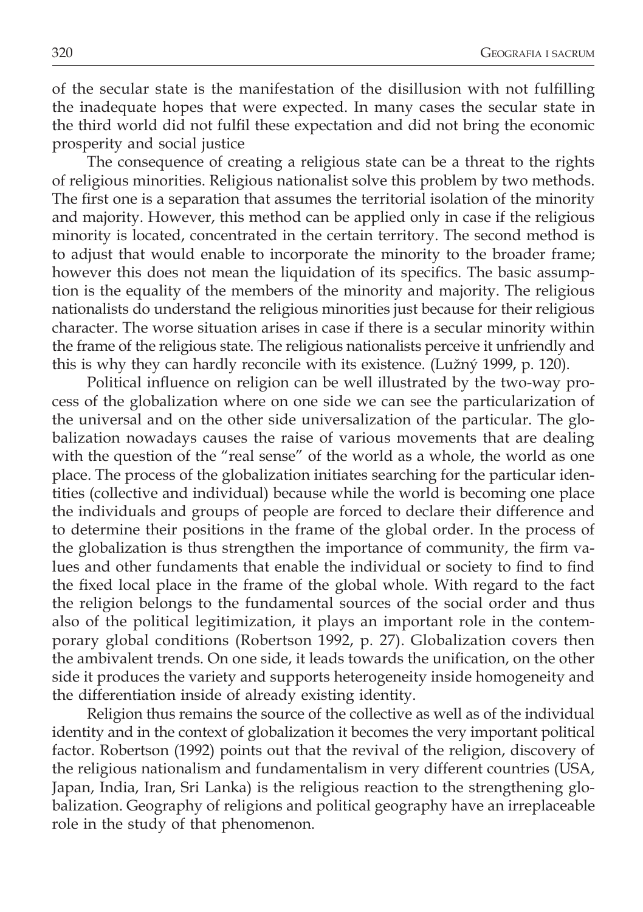of the secular state is the manifestation of the disillusion with not fulfilling the inadequate hopes that were expected. In many cases the secular state in the third world did not fulfil these expectation and did not bring the economic prosperity and social justice

The consequence of creating a religious state can be a threat to the rights of religious minorities. Religious nationalist solve this problem by two methods. The first one is a separation that assumes the territorial isolation of the minority and majority. However, this method can be applied only in case if the religious minority is located, concentrated in the certain territory. The second method is to adjust that would enable to incorporate the minority to the broader frame; however this does not mean the liquidation of its specifics. The basic assumption is the equality of the members of the minority and majority. The religious nationalists do understand the religious minorities just because for their religious character. The worse situation arises in case if there is a secular minority within the frame of the religious state. The religious nationalists perceive it unfriendly and this is why they can hardly reconcile with its existence. (Lužný 1999, p. 120).

Political influence on religion can be well illustrated by the two-way process of the globalization where on one side we can see the particularization of the universal and on the other side universalization of the particular. The globalization nowadays causes the raise of various movements that are dealing with the question of the "real sense" of the world as a whole, the world as one place. The process of the globalization initiates searching for the particular identities (collective and individual) because while the world is becoming one place the individuals and groups of people are forced to declare their difference and to determine their positions in the frame of the global order. In the process of the globalization is thus strengthen the importance of community, the firm values and other fundaments that enable the individual or society to find to find the fixed local place in the frame of the global whole. With regard to the fact the religion belongs to the fundamental sources of the social order and thus also of the political legitimization, it plays an important role in the contemporary global conditions (Robertson 1992, p. 27). Globalization covers then the ambivalent trends. On one side, it leads towards the unification, on the other side it produces the variety and supports heterogeneity inside homogeneity and the differentiation inside of already existing identity.

Religion thus remains the source of the collective as well as of the individual identity and in the context of globalization it becomes the very important political factor. Robertson (1992) points out that the revival of the religion, discovery of the religious nationalism and fundamentalism in very different countries (USA, Japan, India, Iran, Sri Lanka) is the religious reaction to the strengthening globalization. Geography of religions and political geography have an irreplaceable role in the study of that phenomenon.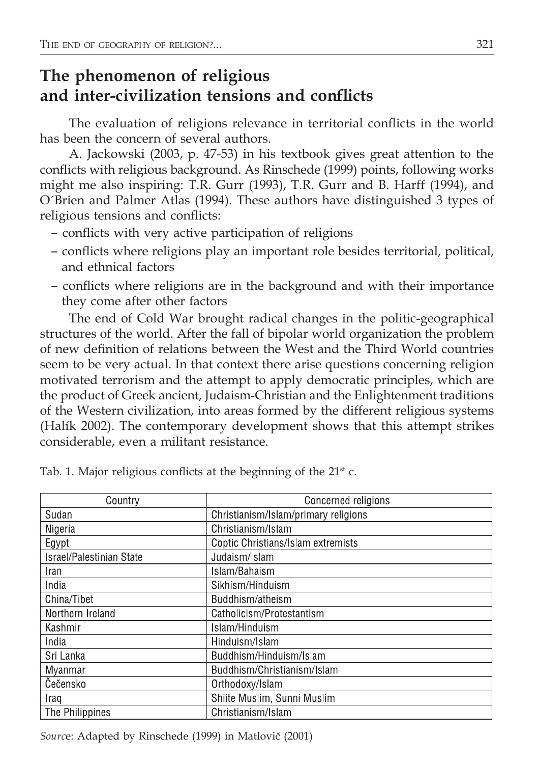## The phenomenon of religious and inter-civilization tensions and conflicts

The evaluation of religions relevance in territorial conflicts in the world has been the concern of several authors.

A. Jackowski (2003, p. 47-53) in his textbook gives great attention to the conflicts with religious background. As Rinschede (1999) points, following works might me also inspiring: T.R. Gurr (1993), T.R. Gurr and B. Harff (1994), and O´Brien and Palmer Atlas (1994). These authors have distinguished 3 types of religious tensions and conflicts:

- conflicts with very active participation of religions
- conflicts where religions play an important role besides territorial, political, and ethnical factors
- conflicts where religions are in the background and with their importance they come after other factors

The end of Cold War brought radical changes in the politic-geographical structures of the world. After the fall of bipolar world organization the problem of new definition of relations between the West and the Third World countries seem to be very actual. In that context there arise questions concerning religion motivated terrorism and the attempt to apply democratic principles, which are the product of Greek ancient, Judaism-Christian and the Enlightenment traditions of the Western civilization, into areas formed by the different religious systems (Halík 2002). The contemporary development shows that this attempt strikes considerable, even a militant resistance.

Tab. 1. Major religious conflicts at the beginning of the 21st c.

| Country | Concerned religions |
|---|---|
| Sudan | Christianism/Islam/primary religions |
| Nigeria | Christianism/Islam |
| Egypt | Coptic Christians/Islam extremists |
| Israel/Palestinian State | Judaism/Islam |
| Iran | Islam/Bahaism |
| India | Sikhism/Hinduism |
| China/Tibet | Buddhism/atheism |
| Northern Ireland | Catholicism/Protestantism |
| Kashmir | Islam/Hinduism |
| India | Hinduism/Islam |
| Sri Lanka | Buddhism/Hinduism/Islam |
| Myanmar | Buddhism/Christianism/Islam |
| Čečensko | Orthodoxy/Islam |
| Iraq | Shiite Muslim, Sunni Muslim |
| The Philippines | Christianism/Islam |

*Source*: Adapted by Rinschede (1999) in Matlovič (2001)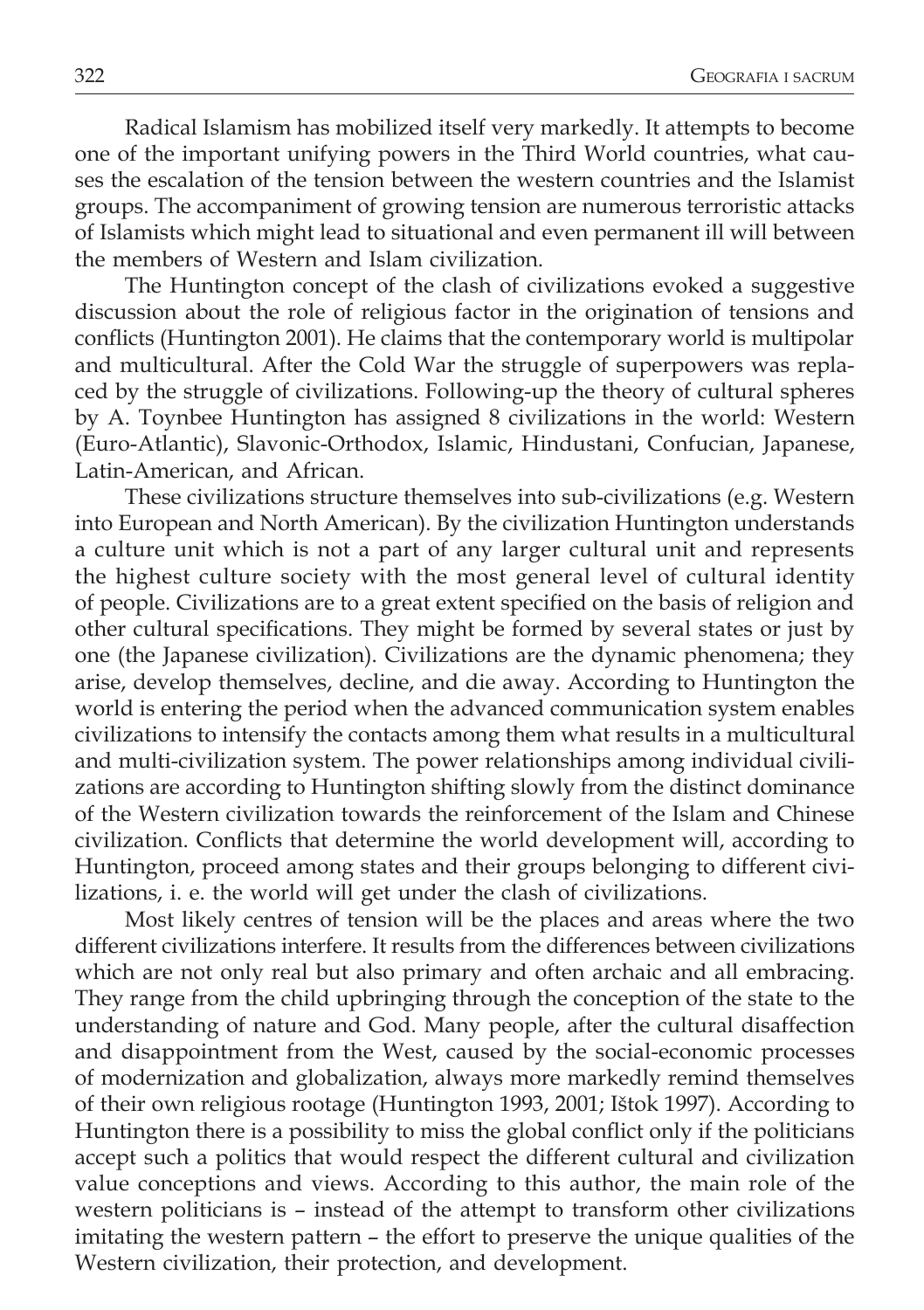Radical Islamism has mobilized itself very markedly. It attempts to become one of the important unifying powers in the Third World countries, what causes the escalation of the tension between the western countries and the Islamist groups. The accompaniment of growing tension are numerous terroristic attacks of Islamists which might lead to situational and even permanent ill will between the members of Western and Islam civilization.

The Huntington concept of the clash of civilizations evoked a suggestive discussion about the role of religious factor in the origination of tensions and conflicts (Huntington 2001). He claims that the contemporary world is multipolar and multicultural. After the Cold War the struggle of superpowers was replaced by the struggle of civilizations. Following-up the theory of cultural spheres by A. Toynbee Huntington has assigned 8 civilizations in the world: Western (Euro-Atlantic), Slavonic-Orthodox, Islamic, Hindustani, Confucian, Japanese, Latin-American, and African.

These civilizations structure themselves into sub-civilizations (e.g. Western into European and North American). By the civilization Huntington understands a culture unit which is not a part of any larger cultural unit and represents the highest culture society with the most general level of cultural identity of people. Civilizations are to a great extent specified on the basis of religion and other cultural specifications. They might be formed by several states or just by one (the Japanese civilization). Civilizations are the dynamic phenomena; they arise, develop themselves, decline, and die away. According to Huntington the world is entering the period when the advanced communication system enables civilizations to intensify the contacts among them what results in a multicultural and multi-civilization system. The power relationships among individual civilizations are according to Huntington shifting slowly from the distinct dominance of the Western civilization towards the reinforcement of the Islam and Chinese civilization. Conflicts that determine the world development will, according to Huntington, proceed among states and their groups belonging to different civilizations, i. e. the world will get under the clash of civilizations.

Most likely centres of tension will be the places and areas where the two different civilizations interfere. It results from the differences between civilizations which are not only real but also primary and often archaic and all embracing. They range from the child upbringing through the conception of the state to the understanding of nature and God. Many people, after the cultural disaffection and disappointment from the West, caused by the social-economic processes of modernization and globalization, always more markedly remind themselves of their own religious rootage (Huntington 1993, 2001; Ištok 1997). According to Huntington there is a possibility to miss the global conflict only if the politicians accept such a politics that would respect the different cultural and civilization value conceptions and views. According to this author, the main role of the western politicians is – instead of the attempt to transform other civilizations imitating the western pattern – the effort to preserve the unique qualities of the Western civilization, their protection, and development.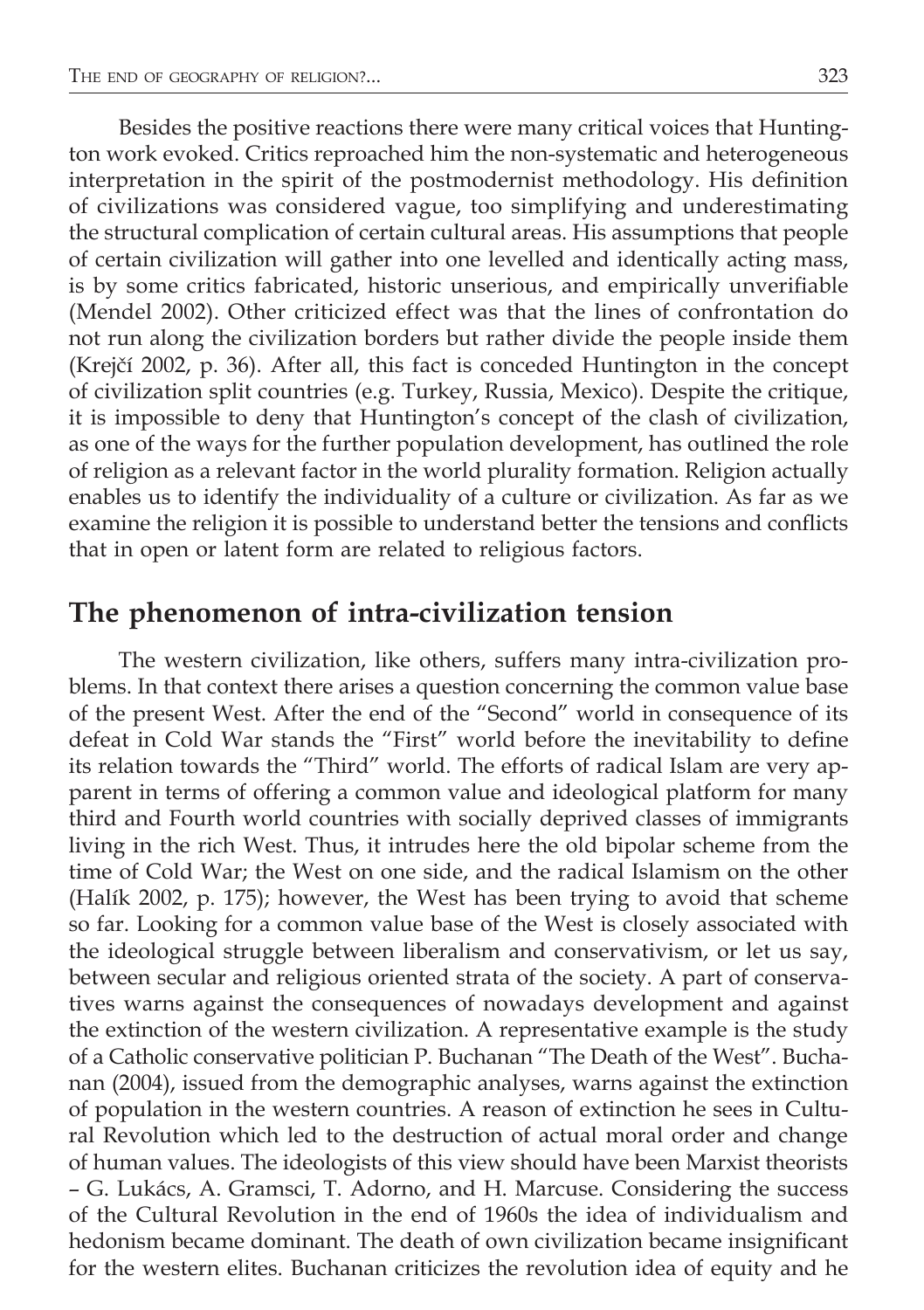Besides the positive reactions there were many critical voices that Huntington work evoked. Critics reproached him the non-systematic and heterogeneous interpretation in the spirit of the postmodernist methodology. His definition of civilizations was considered vague, too simplifying and underestimating the structural complication of certain cultural areas. His assumptions that people of certain civilization will gather into one levelled and identically acting mass, is by some critics fabricated, historic unserious, and empirically unverifiable (Mendel 2002). Other criticized effect was that the lines of confrontation do not run along the civilization borders but rather divide the people inside them (Krejčí 2002, p. 36). After all, this fact is conceded Huntington in the concept of civilization split countries (e.g. Turkey, Russia, Mexico). Despite the critique, it is impossible to deny that Huntington's concept of the clash of civilization, as one of the ways for the further population development, has outlined the role of religion as a relevant factor in the world plurality formation. Religion actually enables us to identify the individuality of a culture or civilization. As far as we examine the religion it is possible to understand better the tensions and conflicts that in open or latent form are related to religious factors.

## The phenomenon of intra-civilization tension

The western civilization, like others, suffers many intra-civilization problems. In that context there arises a question concerning the common value base of the present West. After the end of the "Second" world in consequence of its defeat in Cold War stands the "First" world before the inevitability to define its relation towards the "Third" world. The efforts of radical Islam are very apparent in terms of offering a common value and ideological platform for many third and Fourth world countries with socially deprived classes of immigrants living in the rich West. Thus, it intrudes here the old bipolar scheme from the time of Cold War; the West on one side, and the radical Islamism on the other (Halík 2002, p. 175); however, the West has been trying to avoid that scheme so far. Looking for a common value base of the West is closely associated with the ideological struggle between liberalism and conservativism, or let us say, between secular and religious oriented strata of the society. A part of conservatives warns against the consequences of nowadays development and against the extinction of the western civilization. A representative example is the study of a Catholic conservative politician P. Buchanan "The Death of the West". Buchanan (2004), issued from the demographic analyses, warns against the extinction of population in the western countries. A reason of extinction he sees in Cultural Revolution which led to the destruction of actual moral order and change of human values. The ideologists of this view should have been Marxist theorists – G. Lukács, A. Gramsci, T. Adorno, and H. Marcuse. Considering the success of the Cultural Revolution in the end of 1960s the idea of individualism and hedonism became dominant. The death of own civilization became insignificant for the western elites. Buchanan criticizes the revolution idea of equity and he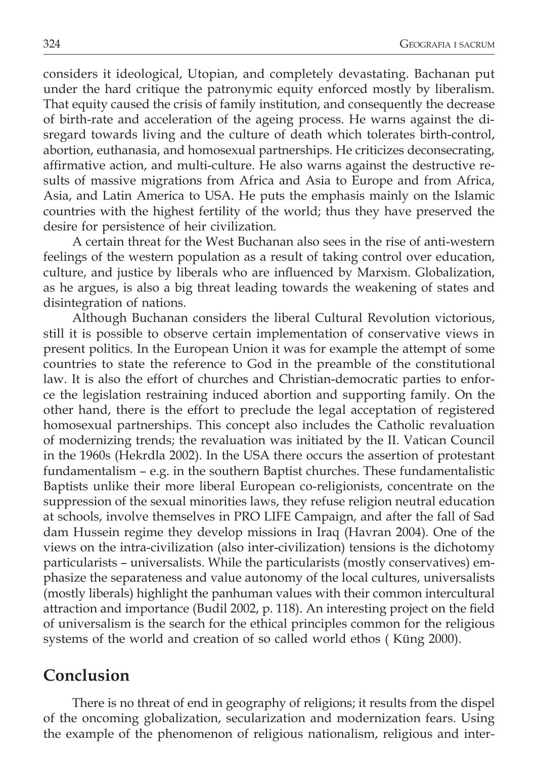considers it ideological, Utopian, and completely devastating. Bachanan put under the hard critique the patronymic equity enforced mostly by liberalism. That equity caused the crisis of family institution, and consequently the decrease of birth-rate and acceleration of the ageing process. He warns against the disregard towards living and the culture of death which tolerates birth-control, abortion, euthanasia, and homosexual partnerships. He criticizes deconsecrating, affirmative action, and multi-culture. He also warns against the destructive results of massive migrations from Africa and Asia to Europe and from Africa, Asia, and Latin America to USA. He puts the emphasis mainly on the Islamic countries with the highest fertility of the world; thus they have preserved the desire for persistence of heir civilization.

A certain threat for the West Buchanan also sees in the rise of anti-western feelings of the western population as a result of taking control over education, culture, and justice by liberals who are influenced by Marxism. Globalization, as he argues, is also a big threat leading towards the weakening of states and disintegration of nations.

Although Buchanan considers the liberal Cultural Revolution victorious, still it is possible to observe certain implementation of conservative views in present politics. In the European Union it was for example the attempt of some countries to state the reference to God in the preamble of the constitutional law. It is also the effort of churches and Christian-democratic parties to enforce the legislation restraining induced abortion and supporting family. On the other hand, there is the effort to preclude the legal acceptation of registered homosexual partnerships. This concept also includes the Catholic revaluation of modernizing trends; the revaluation was initiated by the II. Vatican Council in the 1960s (Hekrdla 2002). In the USA there occurs the assertion of protestant fundamentalism – e.g. in the southern Baptist churches. These fundamentalistic Baptists unlike their more liberal European co-religionists, concentrate on the suppression of the sexual minorities laws, they refuse religion neutral education at schools, involve themselves in PRO LIFE Campaign, and after the fall of Sad dam Hussein regime they develop missions in Iraq (Havran 2004). One of the views on the intra-civilization (also inter-civilization) tensions is the dichotomy particularists – universalists. While the particularists (mostly conservatives) emphasize the separateness and value autonomy of the local cultures, universalists (mostly liberals) highlight the panhuman values with their common intercultural attraction and importance (Budil 2002, p. 118). An interesting project on the field of universalism is the search for the ethical principles common for the religious systems of the world and creation of so called world ethos ( Küng 2000).

## Conclusion

There is no threat of end in geography of religions; it results from the dispel of the oncoming globalization, secularization and modernization fears. Using the example of the phenomenon of religious nationalism, religious and inter-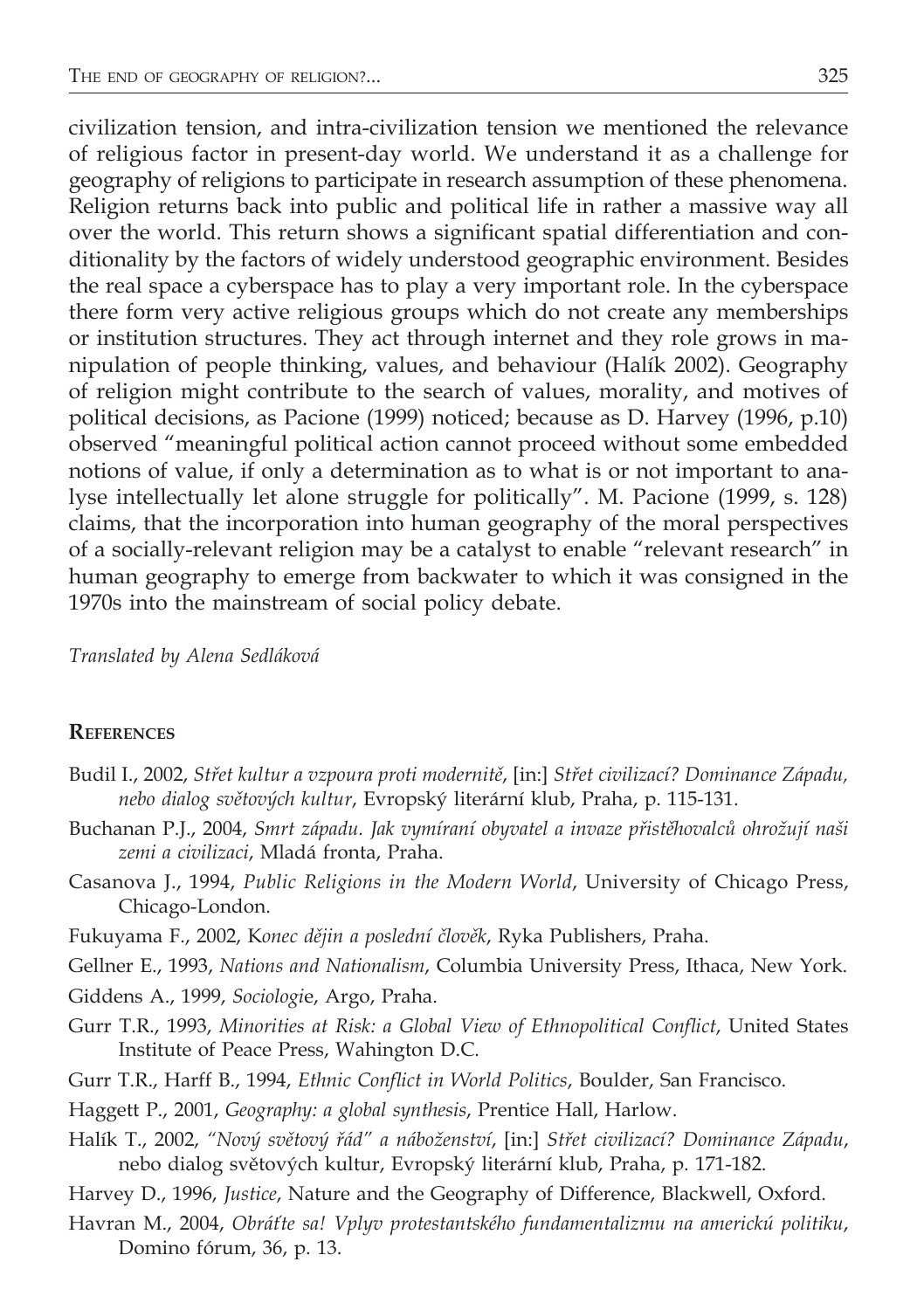civilization tension, and intra-civilization tension we mentioned the relevance of religious factor in present-day world. We understand it as a challenge for geography of religions to participate in research assumption of these phenomena. Religion returns back into public and political life in rather a massive way all over the world. This return shows a significant spatial differentiation and conditionality by the factors of widely understood geographic environment. Besides the real space a cyberspace has to play a very important role. In the cyberspace there form very active religious groups which do not create any memberships or institution structures. They act through internet and they role grows in manipulation of people thinking, values, and behaviour (Halík 2002). Geography of religion might contribute to the search of values, morality, and motives of political decisions, as Pacione (1999) noticed; because as D. Harvey (1996, p.10) observed "meaningful political action cannot proceed without some embedded notions of value, if only a determination as to what is or not important to analyse intellectually let alone struggle for politically". M. Pacione (1999, s. 128) claims, that the incorporation into human geography of the moral perspectives of a socially-relevant religion may be a catalyst to enable "relevant research" in human geography to emerge from backwater to which it was consigned in the 1970s into the mainstream of social policy debate.

*Translated by Alena Sedláková*

## References

- Budil I., 2002, *Střet kultur a vzpoura proti modernitě*, [in:] *Střet civilizací? Dominance Západu, nebo dialog světových kultur*, Evropský literární klub, Praha, p. 115-131.
- Buchanan P.J., 2004, *Smrt západu. Jak vymíraní obyvatel a invaze přistěhovalců ohrožují naši zemi a civilizaci*, Mladá fronta, Praha.
- Casanova J., 1994, *Public Religions in the Modern World*, University of Chicago Press, Chicago-London.
- Fukuyama F., 2002, K*onec dějin a poslední člověk*, Ryka Publishers, Praha.
- Gellner E., 1993, *Nations and Nationalism*, Columbia University Press, Ithaca, New York.
- Giddens A., 1999, *Sociologi*e, Argo, Praha.
- Gurr T.R., 1993, *Minorities at Risk: a Global View of Ethnopolitical Conflict*, United States Institute of Peace Press, Wahington D.C.
- Gurr T.R., Harff B., 1994, *Ethnic Conflict in World Politics*, Boulder, San Francisco.
- Haggett P., 2001, *Geography: a global synthesis*, Prentice Hall, Harlow.
- Halík T., 2002, *"Nový světový řád" a náboženství*, [in:] *Střet civilizací? Dominance Západu*, nebo dialog světových kultur, Evropský literární klub, Praha, p. 171-182.
- Harvey D., 1996, *Justice*, Nature and the Geography of Difference, Blackwell, Oxford.
- Havran M., 2004, *Obráťte sa! Vplyv protestantského fundamentalizmu na americkú politiku*, Domino fórum, 36, p. 13.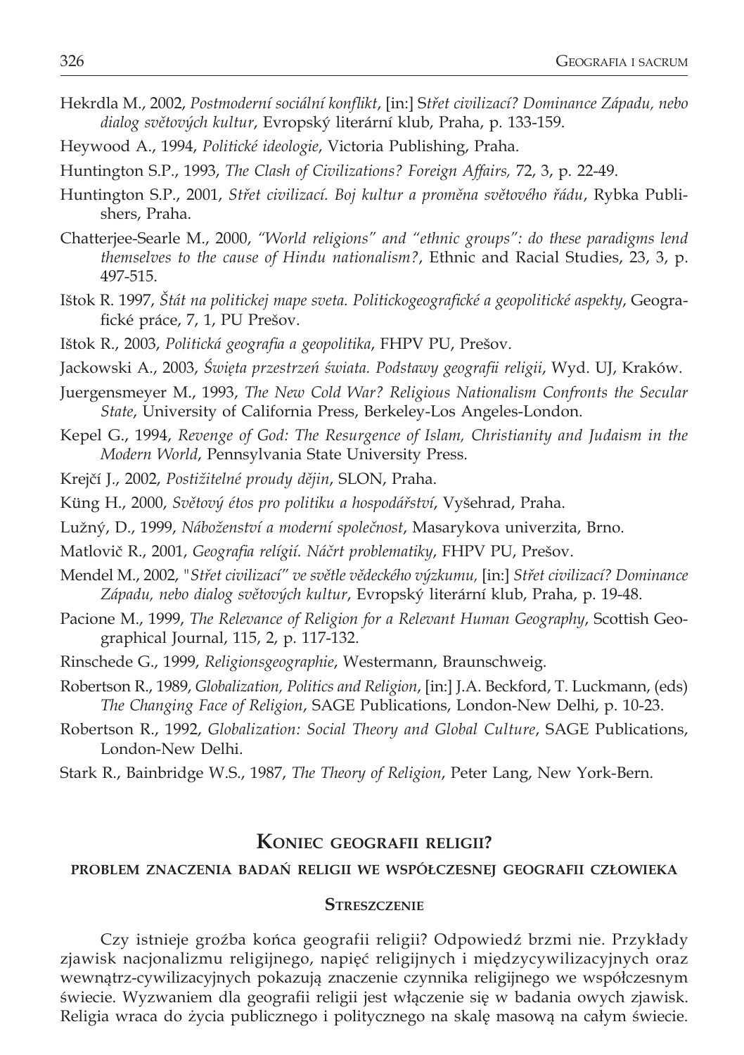Hekrdla M., 2002, *Postmoderní sociální konflikt*, [in:] S*třet civilizací? Dominance Západu, nebo dialog světových kultur*, Evropský literární klub, Praha, p. 133-159.

Heywood A., 1994, *Politické ideologie*, Victoria Publishing, Praha.

Huntington S.P., 1993, *The Clash of Civilizations? Foreign Affairs,* 72, 3, p. 22-49.

Huntington S.P., 2001, *Střet civilizací. Boj kultur a proměna světového řádu*, Rybka Publishers, Praha.

Chatterjee-Searle M., 2000, *"World religions" and "ethnic groups": do these paradigms lend themselves to the cause of Hindu nationalism?*, Ethnic and Racial Studies, 23, 3, p. 497-515.

Ištok R. 1997, *Štát na politickej mape sveta. Politickogeografické a geopolitické aspekty*, Geografické práce, 7, 1, PU Prešov.

Ištok R., 2003, *Politická geografia a geopolitika*, FHPV PU, Prešov.

Jackowski A., 2003, *Święta przestrzeń świata. Podstawy geografii religii*, Wyd. UJ, Kraków.

Juergensmeyer M., 1993, *The New Cold War? Religious Nationalism Confronts the Secular State*, University of California Press, Berkeley-Los Angeles-London.

Kepel G., 1994, *Revenge of God: The Resurgence of Islam, Christianity and Judaism in the Modern World*, Pennsylvania State University Press.

Krejčí J., 2002, *Postižitelné proudy dějin*, SLON, Praha.

Küng H., 2000, *Světový étos pro politiku a hospodářství*, Vyšehrad, Praha.

Lužný, D., 1999, *Náboženství a moderní společnost*, Masarykova univerzita, Brno.

Matlovič R., 2001, *Geografia relígií. Náčrt problematiky*, FHPV PU, Prešov.

Mendel M., 2002, *"Střet civilizací" ve světle vědeckého výzkumu,* [in:] *Střet civilizací? Dominance Západu, nebo dialog světových kultur*, Evropský literární klub, Praha, p. 19-48.

Pacione M., 1999, *The Relevance of Religion for a Relevant Human Geography*, Scottish Geographical Journal, 115, 2, p. 117-132.

Rinschede G., 1999, *Religionsgeographie*, Westermann, Braunschweig.

Robertson R., 1989, *Globalization, Politics and Religion*, [in:] J.A. Beckford, T. Luckmann, (eds) *The Changing Face of Religion*, SAGE Publications, London-New Delhi, p. 10-23.

Robertson R., 1992, *Globalization: Social Theory and Global Culture*, SAGE Publications, London-New Delhi.

Stark R., Bainbridge W.S., 1987, *The Theory of Religion*, Peter Lang, New York-Bern.

## KONIEC GEOGRAFII RELIGII?

### PROBLEM ZNACZENIA BADAŃ RELIGII WE WSPÓŁCZESNEJ GEOGRAFII CZŁOWIEKA

#### STRESZCZENIE

Czy istnieje groźba końca geografii religii? Odpowiedź brzmi nie. Przykłady zjawisk nacjonalizmu religijnego, napięć religijnych i międzycywilizacyjnych oraz wewnątrz-cywilizacyjnych pokazują znaczenie czynnika religijnego we współczesnym świecie. Wyzwaniem dla geografii religii jest włączenie się w badania owych zjawisk. Religia wraca do życia publicznego i politycznego na skalę masową na całym świecie.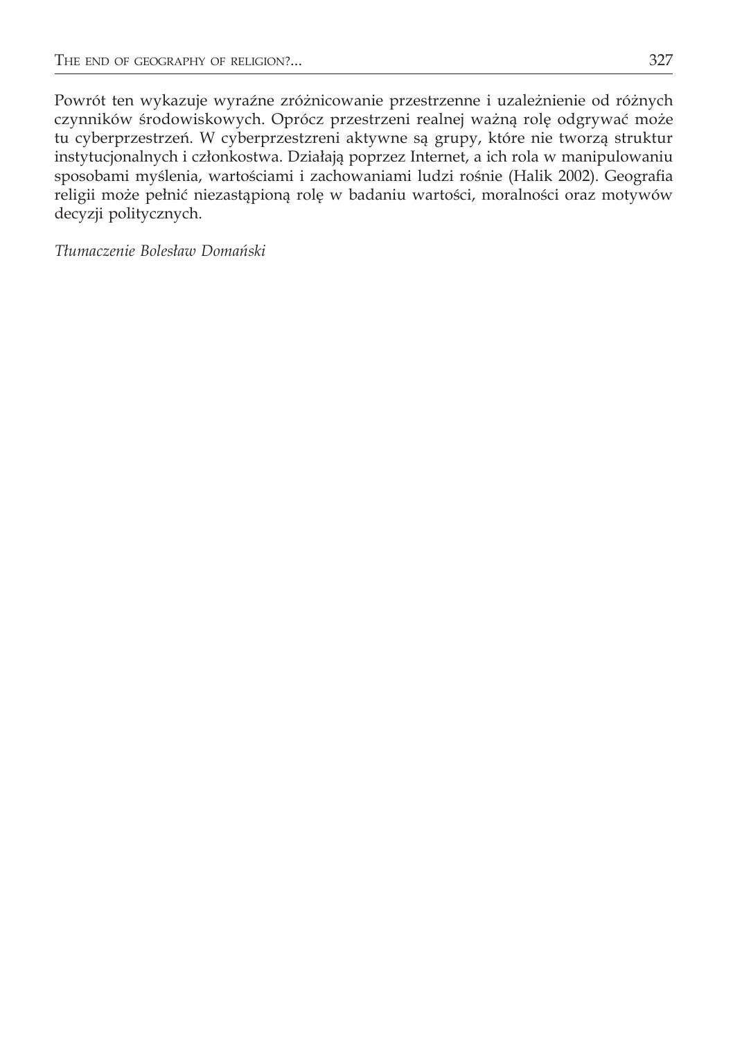Powrót ten wykazuje wyraźne zróżnicowanie przestrzenne i uzależnienie od różnych czynników środowiskowych. Oprócz przestrzeni realnej ważną rolę odgrywać może tu cyberprzestrzeń. W cyberprzestrzeni aktywne są grupy, które nie tworzą struktur instytucjonalnych i członkostwa. Działają poprzez Internet, a ich rola w manipulowaniu sposobami myślenia, wartościami i zachowaniami ludzi rośnie (Halik 2002). Geografia religii może pełnić niezastąpioną rolę w badaniu wartości, moralności oraz motywów decyzji politycznych.

*Tłumaczenie Bolesław Domański*